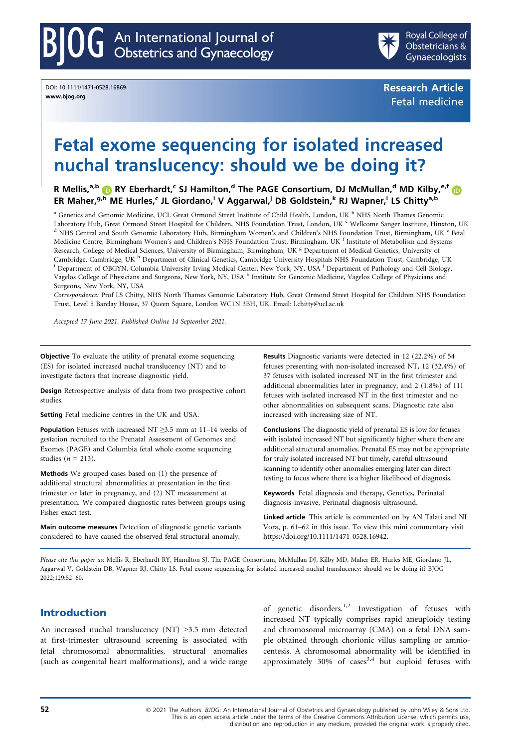DOI: 10.1111/1471-0528.16869
www.bjog.org

Research Article
Fetal medicine

# Fetal exome sequencing for isolated increased nuchal translucency: should we be doing it?

**R Mellis,[a,b] RY Eberhardt,[c] SJ Hamilton,[d] The PAGE Consortium, DJ McMullan,[d] MD Kilby,[e,f] ER Maher,[g,h] ME Hurles,[c] JL Giordano,[i] V Aggarwal,[j] DB Goldstein,[k] RJ Wapner,[i] LS Chitty[a,b]**

[a] Genetics and Genomic Medicine, UCL Great Ormond Street Institute of Child Health, London, UK [b] NHS North Thames Genomic Laboratory Hub, Great Ormond Street Hospital for Children, NHS Foundation Trust, London, UK [c] Wellcome Sanger Institute, Hinxton, UK [d] NHS Central and South Genomic Laboratory Hub, Birmingham Women's and Children's NHS Foundation Trust, Birmingham, UK [e] Fetal Medicine Centre, Birmingham Women's and Children's NHS Foundation Trust, Birmingham, UK [f] Institute of Metabolism and Systems Research, College of Medical Sciences, University of Birmingham, Birmingham, UK [g] Department of Medical Genetics, University of Cambridge, Cambridge, UK [h] Department of Clinical Genetics, Cambridge University Hospitals NHS Foundation Trust, Cambridge, UK [i] Department of OBGYN, Columbia University Irving Medical Center, New York, NY, USA [j] Department of Pathology and Cell Biology, Vagelos College of Physicians and Surgeons, New York, NY, USA [k] Institute for Genomic Medicine, Vagelos College of Physicians and Surgeons, New York, NY, USA

*Correspondence:* Prof LS Chitty, NHS North Thames Genomic Laboratory Hub, Great Ormond Street Hospital for Children NHS Foundation Trust, Level 5 Barclay House, 37 Queen Square, London WC1N 3BH, UK. Email: l.chitty@ucl.ac.uk

*Accepted 17 June 2021. Published Online 14 September 2021.*

**Objective** To evaluate the utility of prenatal exome sequencing (ES) for isolated increased nuchal translucency (NT) and to investigate factors that increase diagnostic yield.

**Design** Retrospective analysis of data from two prospective cohort studies.

**Setting** Fetal medicine centres in the UK and USA.

**Population** Fetuses with increased NT ≥3.5 mm at 11–14 weeks of gestation recruited to the Prenatal Assessment of Genomes and Exomes (PAGE) and Columbia fetal whole exome sequencing studies ($n$ = 213).

**Methods** We grouped cases based on (1) the presence of additional structural abnormalities at presentation in the first trimester or later in pregnancy, and (2) NT measurement at presentation. We compared diagnostic rates between groups using Fisher exact test.

**Main outcome measures** Detection of diagnostic genetic variants considered to have caused the observed fetal structural anomaly.

**Results** Diagnostic variants were detected in 12 (22.2%) of 54 fetuses presenting with non-isolated increased NT, 12 (32.4%) of 37 fetuses with isolated increased NT in the first trimester and additional abnormalities later in pregnancy, and 2 (1.8%) of 111 fetuses with isolated increased NT in the first trimester and no other abnormalities on subsequent scans. Diagnostic rate also increased with increasing size of NT.

**Conclusions** The diagnostic yield of prenatal ES is low for fetuses with isolated increased NT but significantly higher where there are additional structural anomalies. Prenatal ES may not be appropriate for truly isolated increased NT but timely, careful ultrasound scanning to identify other anomalies emerging later can direct testing to focus where there is a higher likelihood of diagnosis.

**Keywords** Fetal diagnosis and therapy, Genetics, Perinatal diagnosis-invasive, Perinatal diagnosis-ultrasound.

**Linked article** This article is commented on by AN Talati and NL Vora, p. 61–62 in this issue. To view this mini commentary visit https://doi.org/10.1111/1471-0528.16942.

*Please cite this paper as:* Mellis R, Eberhardt RY, Hamilton SJ, The PAGE Consortium, McMullan DJ, Kilby MD, Maher ER, Hurles ME, Giordano JL, Aggarwal V, Goldstein DB, Wapner RJ, Chitty LS. Fetal exome sequencing for isolated increased nuchal translucency: should we be doing it? BJOG 2022;129:52–60.

## Introduction

An increased nuchal translucency (NT) >3.5 mm detected at first-trimester ultrasound screening is associated with fetal chromosomal abnormalities, structural anomalies (such as congenital heart malformations), and a wide range of genetic disorders.[1,2] Investigation of fetuses with increased NT typically comprises rapid aneuploidy testing and chromosomal microarray (CMA) on a fetal DNA sample obtained through chorionic villus sampling or amniocentesis. A chromosomal abnormality will be identified in approximately 30% of cases[3,4] but euploid fetuses with

© 2021 The Authors. *BJOG*: An International Journal of Obstetrics and Gynaecology published by John Wiley & Sons Ltd. This is an open access article under the terms of the Creative Commons Attribution License, which permits use, distribution and reproduction in any medium, provided the original work is properly cited.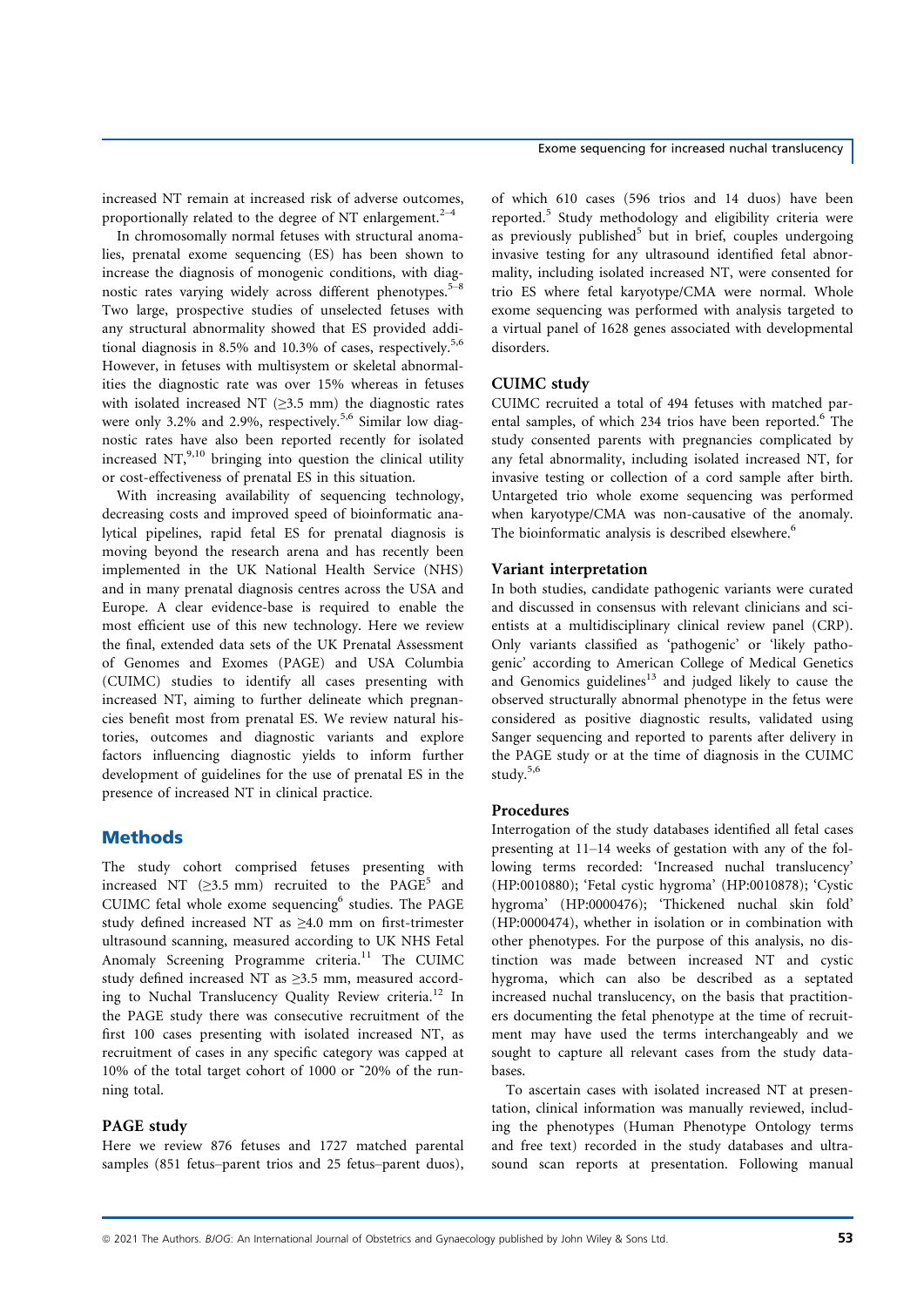increased NT remain at increased risk of adverse outcomes, proportionally related to the degree of NT enlargement.[2–4]

In chromosomally normal fetuses with structural anomalies, prenatal exome sequencing (ES) has been shown to increase the diagnosis of monogenic conditions, with diagnostic rates varying widely across different phenotypes.[5–8] Two large, prospective studies of unselected fetuses with any structural abnormality showed that ES provided additional diagnosis in 8.5% and 10.3% of cases, respectively.[5,6] However, in fetuses with multisystem or skeletal abnormalities the diagnostic rate was over 15% whereas in fetuses with isolated increased NT (≥3.5 mm) the diagnostic rates were only 3.2% and 2.9%, respectively.[5,6] Similar low diagnostic rates have also been reported recently for isolated increased NT,[9,10] bringing into question the clinical utility or cost-effectiveness of prenatal ES in this situation.

With increasing availability of sequencing technology, decreasing costs and improved speed of bioinformatic analytical pipelines, rapid fetal ES for prenatal diagnosis is moving beyond the research arena and has recently been implemented in the UK National Health Service (NHS) and in many prenatal diagnosis centres across the USA and Europe. A clear evidence-base is required to enable the most efficient use of this new technology. Here we review the final, extended data sets of the UK Prenatal Assessment of Genomes and Exomes (PAGE) and USA Columbia (CUIMC) studies to identify all cases presenting with increased NT, aiming to further delineate which pregnancies benefit most from prenatal ES. We review natural histories, outcomes and diagnostic variants and explore factors influencing diagnostic yields to inform further development of guidelines for the use of prenatal ES in the presence of increased NT in clinical practice.

## Methods

The study cohort comprised fetuses presenting with increased NT (≥3.5 mm) recruited to the PAGE[5] and CUIMC fetal whole exome sequencing[6] studies. The PAGE study defined increased NT as ≥4.0 mm on first-trimester ultrasound scanning, measured according to UK NHS Fetal Anomaly Screening Programme criteria.[11] The CUIMC study defined increased NT as ≥3.5 mm, measured according to Nuchal Translucency Quality Review criteria.[12] In the PAGE study there was consecutive recruitment of the first 100 cases presenting with isolated increased NT, as recruitment of cases in any specific category was capped at 10% of the total target cohort of 1000 or ~20% of the running total.

### PAGE study

Here we review 876 fetuses and 1727 matched parental samples (851 fetus–parent trios and 25 fetus–parent duos), of which 610 cases (596 trios and 14 duos) have been reported.[5] Study methodology and eligibility criteria were as previously published[5] but in brief, couples undergoing invasive testing for any ultrasound identified fetal abnormality, including isolated increased NT, were consented for trio ES where fetal karyotype/CMA were normal. Whole exome sequencing was performed with analysis targeted to a virtual panel of 1628 genes associated with developmental disorders.

### CUIMC study

CUIMC recruited a total of 494 fetuses with matched parental samples, of which 234 trios have been reported.[6] The study consented parents with pregnancies complicated by any fetal abnormality, including isolated increased NT, for invasive testing or collection of a cord sample after birth. Untargeted trio whole exome sequencing was performed when karyotype/CMA was non-causative of the anomaly. The bioinformatic analysis is described elsewhere.[6]

### Variant interpretation

In both studies, candidate pathogenic variants were curated and discussed in consensus with relevant clinicians and scientists at a multidisciplinary clinical review panel (CRP). Only variants classified as 'pathogenic' or 'likely pathogenic' according to American College of Medical Genetics and Genomics guidelines[13] and judged likely to cause the observed structurally abnormal phenotype in the fetus were considered as positive diagnostic results, validated using Sanger sequencing and reported to parents after delivery in the PAGE study or at the time of diagnosis in the CUIMC study.[5,6]

### Procedures

Interrogation of the study databases identified all fetal cases presenting at 11–14 weeks of gestation with any of the following terms recorded: 'Increased nuchal translucency' (HP:0010880); 'Fetal cystic hygroma' (HP:0010878); 'Cystic hygroma' (HP:0000476); 'Thickened nuchal skin fold' (HP:0000474), whether in isolation or in combination with other phenotypes. For the purpose of this analysis, no distinction was made between increased NT and cystic hygroma, which can also be described as a septated increased nuchal translucency, on the basis that practitioners documenting the fetal phenotype at the time of recruitment may have used the terms interchangeably and we sought to capture all relevant cases from the study databases.

To ascertain cases with isolated increased NT at presentation, clinical information was manually reviewed, including the phenotypes (Human Phenotype Ontology terms and free text) recorded in the study databases and ultrasound scan reports at presentation. Following manual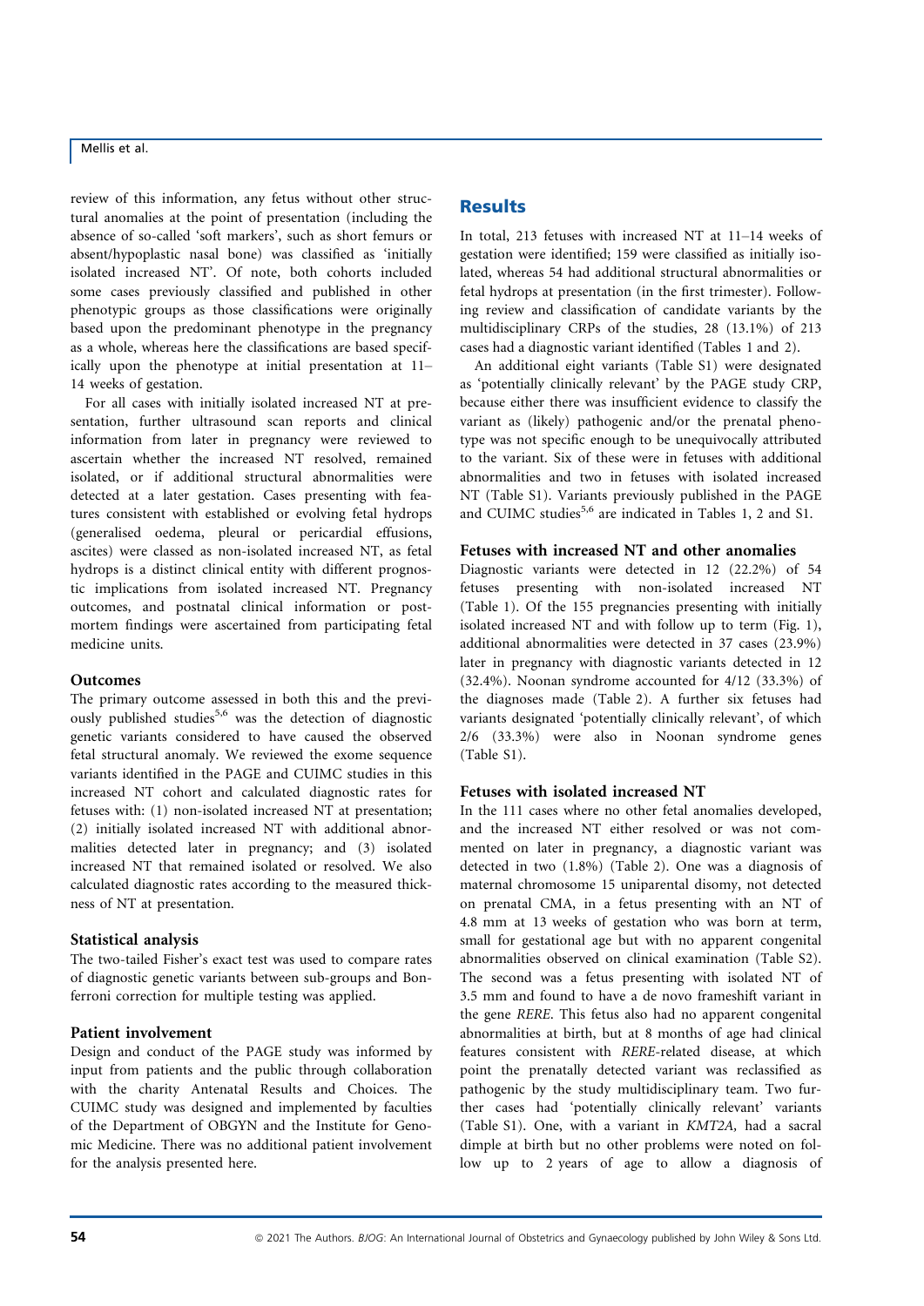review of this information, any fetus without other structural anomalies at the point of presentation (including the absence of so-called 'soft markers', such as short femurs or absent/hypoplastic nasal bone) was classified as 'initially isolated increased NT'. Of note, both cohorts included some cases previously classified and published in other phenotypic groups as those classifications were originally based upon the predominant phenotype in the pregnancy as a whole, whereas here the classifications are based specifically upon the phenotype at initial presentation at 11–14 weeks of gestation.

For all cases with initially isolated increased NT at presentation, further ultrasound scan reports and clinical information from later in pregnancy were reviewed to ascertain whether the increased NT resolved, remained isolated, or if additional structural abnormalities were detected at a later gestation. Cases presenting with features consistent with established or evolving fetal hydrops (generalised oedema, pleural or pericardial effusions, ascites) were classed as non-isolated increased NT, as fetal hydrops is a distinct clinical entity with different prognostic implications from isolated increased NT. Pregnancy outcomes, and postnatal clinical information or postmortem findings were ascertained from participating fetal medicine units.

### Outcomes

The primary outcome assessed in both this and the previously published studies[5,6] was the detection of diagnostic genetic variants considered to have caused the observed fetal structural anomaly. We reviewed the exome sequence variants identified in the PAGE and CUIMC studies in this increased NT cohort and calculated diagnostic rates for fetuses with: (1) non-isolated increased NT at presentation; (2) initially isolated increased NT with additional abnormalities detected later in pregnancy; and (3) isolated increased NT that remained isolated or resolved. We also calculated diagnostic rates according to the measured thickness of NT at presentation.

### Statistical analysis

The two-tailed Fisher's exact test was used to compare rates of diagnostic genetic variants between sub-groups and Bonferroni correction for multiple testing was applied.

### Patient involvement

Design and conduct of the PAGE study was informed by input from patients and the public through collaboration with the charity Antenatal Results and Choices. The CUIMC study was designed and implemented by faculties of the Department of OBGYN and the Institute for Genomic Medicine. There was no additional patient involvement for the analysis presented here.

## Results

In total, 213 fetuses with increased NT at 11–14 weeks of gestation were identified; 159 were classified as initially isolated, whereas 54 had additional structural abnormalities or fetal hydrops at presentation (in the first trimester). Following review and classification of candidate variants by the multidisciplinary CRPs of the studies, 28 (13.1%) of 213 cases had a diagnostic variant identified (Tables 1 and 2).

An additional eight variants (Table S1) were designated as 'potentially clinically relevant' by the PAGE study CRP, because either there was insufficient evidence to classify the variant as (likely) pathogenic and/or the prenatal phenotype was not specific enough to be unequivocally attributed to the variant. Six of these were in fetuses with additional abnormalities and two in fetuses with isolated increased NT (Table S1). Variants previously published in the PAGE and CUIMC studies[5,6] are indicated in Tables 1, 2 and S1.

### Fetuses with increased NT and other anomalies

Diagnostic variants were detected in 12 (22.2%) of 54 fetuses presenting with non-isolated increased NT (Table 1). Of the 155 pregnancies presenting with initially isolated increased NT and with follow up to term (Fig. 1), additional abnormalities were detected in 37 cases (23.9%) later in pregnancy with diagnostic variants detected in 12 (32.4%). Noonan syndrome accounted for 4/12 (33.3%) of the diagnoses made (Table 2). A further six fetuses had variants designated 'potentially clinically relevant', of which 2/6 (33.3%) were also in Noonan syndrome genes (Table S1).

### Fetuses with isolated increased NT

In the 111 cases where no other fetal anomalies developed, and the increased NT either resolved or was not commented on later in pregnancy, a diagnostic variant was detected in two (1.8%) (Table 2). One was a diagnosis of maternal chromosome 15 uniparental disomy, not detected on prenatal CMA, in a fetus presenting with an NT of 4.8 mm at 13 weeks of gestation who was born at term, small for gestational age but with no apparent congenital abnormalities observed on clinical examination (Table S2). The second was a fetus presenting with isolated NT of 3.5 mm and found to have a de novo frameshift variant in the gene *RERE*. This fetus also had no apparent congenital abnormalities at birth, but at 8 months of age had clinical features consistent with *RERE*-related disease, at which point the prenatally detected variant was reclassified as pathogenic by the study multidisciplinary team. Two further cases had 'potentially clinically relevant' variants (Table S1). One, with a variant in *KMT2A*, had a sacral dimple at birth but no other problems were noted on follow up to 2 years of age to allow a diagnosis of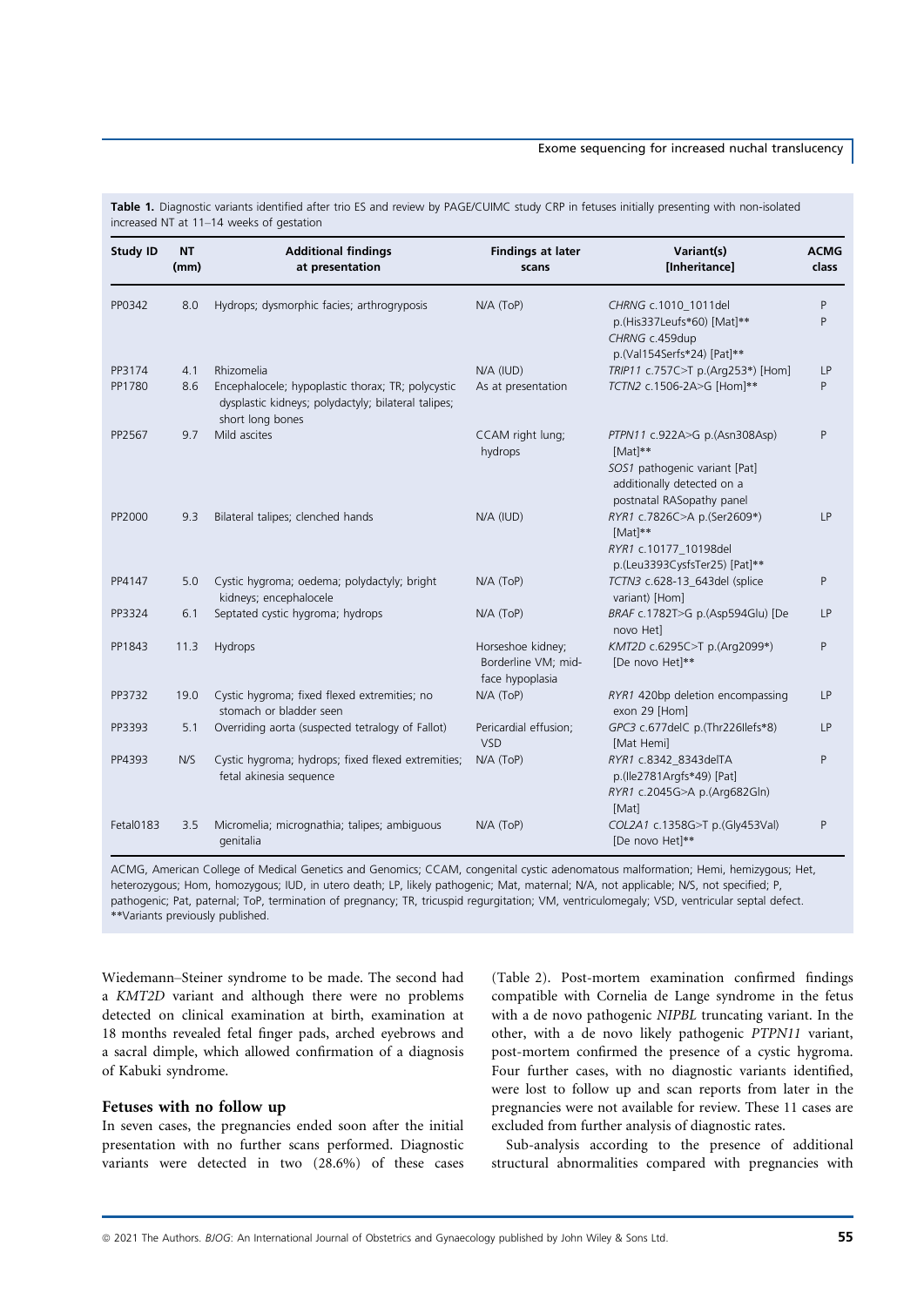**Table 1.** Diagnostic variants identified after trio ES and review by PAGE/CUIMC study CRP in fetuses initially presenting with non-isolated increased NT at 11–14 weeks of gestation

| Study ID | NT (mm) | Additional findings at presentation | Findings at later scans | Variant(s) [Inheritance] | ACMG class |
|---|---|---|---|---|---|
| PP0342 | 8.0 | Hydrops; dysmorphic facies; arthrogryposis | N/A (ToP) | *CHRNG* c.1010_1011del p.(His337Leufs*60) [Mat]** <br> *CHRNG* c.459dup p.(Val154Serfs*24) [Pat]** | P <br> P |
| PP3174 | 4.1 | Rhizomelia | N/A (IUD) | *TRIP11* c.757C>T p.(Arg253*) [Hom] | LP |
| PP1780 | 8.6 | Encephalocele; hypoplastic thorax; TR; polycystic dysplastic kidneys; polydactyly; bilateral talipes; short long bones | As at presentation | *TCTN2* c.1506-2A>G [Hom]** | P |
| PP2567 | 9.7 | Mild ascites | CCAM right lung; hydrops | *PTPN11* c.922A>G p.(Asn308Asp) [Mat]** <br> *SOS1* pathogenic variant [Pat] additionally detected on a postnatal RASopathy panel | P |
| PP2000 | 9.3 | Bilateral talipes; clenched hands | N/A (IUD) | *RYR1* c.7826C>A p.(Ser2609*) [Mat]** <br> *RYR1* c.10177_10198del p.(Leu3393CysfsTer25) [Pat]** | LP |
| PP4147 | 5.0 | Cystic hygroma; oedema; polydactyly; bright kidneys; encephalocele | N/A (ToP) | *TCTN3* c.628-13_643del (splice variant) [Hom] | P |
| PP3324 | 6.1 | Septated cystic hygroma; hydrops | N/A (ToP) | *BRAF* c.1782T>G p.(Asp594Glu) [De novo Het] | LP |
| PP1843 | 11.3 | Hydrops | Horseshoe kidney; Borderline VM; mid-face hypoplasia | *KMT2D* c.6295C>T p.(Arg2099*) [De novo Het]** | P |
| PP3732 | 19.0 | Cystic hygroma; fixed flexed extremities; no stomach or bladder seen | N/A (ToP) | *RYR1* 420bp deletion encompassing exon 29 [Hom] | LP |
| PP3393 | 5.1 | Overriding aorta (suspected tetralogy of Fallot) | Pericardial effusion; VSD | *GPC3* c.677delC p.(Thr226Ilefs*8) [Mat Hemi] | LP |
| PP4393 | N/S | Cystic hygroma; hydrops; fixed flexed extremities; fetal akinesia sequence | N/A (ToP) | *RYR1* c.8342_8343delTA p.(Ile2781Argfs*49) [Pat] <br> *RYR1* c.2045G>A p.(Arg682Gln) [Mat] | P |
| Fetal0183 | 3.5 | Micromelia; micrognathia; talipes; ambiguous genitalia | N/A (ToP) | *COL2A1* c.1358G>T p.(Gly453Val) [De novo Het]** | P |

ACMG, American College of Medical Genetics and Genomics; CCAM, congenital cystic adenomatous malformation; Hemi, hemizygous; Het, heterozygous; Hom, homozygous; IUD, in utero death; LP, likely pathogenic; Mat, maternal; N/A, not applicable; N/S, not specified; P, pathogenic; Pat, paternal; ToP, termination of pregnancy; TR, tricuspid regurgitation; VM, ventriculomegaly; VSD, ventricular septal defect.
**Variants previously published.

Wiedemann–Steiner syndrome to be made. The second had a *KMT2D* variant and although there were no problems detected on clinical examination at birth, examination at 18 months revealed fetal finger pads, arched eyebrows and a sacral dimple, which allowed confirmation of a diagnosis of Kabuki syndrome.

### Fetuses with no follow up

In seven cases, the pregnancies ended soon after the initial presentation with no further scans performed. Diagnostic variants were detected in two (28.6%) of these cases (Table 2). Post-mortem examination confirmed findings compatible with Cornelia de Lange syndrome in the fetus with a de novo pathogenic *NIPBL* truncating variant. In the other, with a de novo likely pathogenic *PTPN11* variant, post-mortem confirmed the presence of a cystic hygroma. Four further cases, with no diagnostic variants identified, were lost to follow up and scan reports from later in the pregnancies were not available for review. These 11 cases are excluded from further analysis of diagnostic rates.

Sub-analysis according to the presence of additional structural abnormalities compared with pregnancies with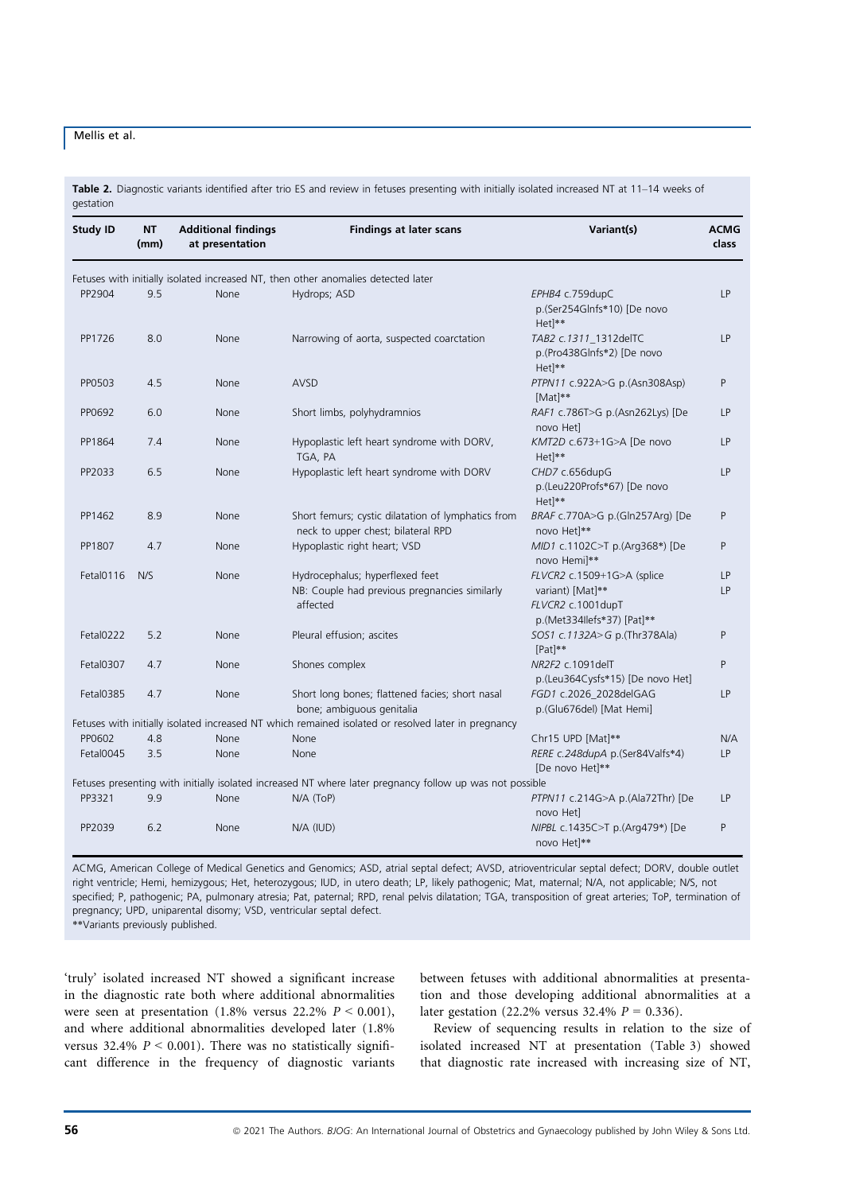**Table 2.** Diagnostic variants identified after trio ES and review in fetuses presenting with initially isolated increased NT at 11–14 weeks of gestation

| Study ID | NT (mm) | Additional findings at presentation | Findings at later scans | Variant(s) | ACMG class |
|---|---|---|---|---|---|
| Fetuses with initially isolated increased NT, then other anomalies detected later | | | | | |
| PP2904 | 9.5 | None | Hydrops; ASD | *EPHB4* c.759dupC p.(Ser254Glnfs*10) [De novo Het]** | LP |
| PP1726 | 8.0 | None | Narrowing of aorta, suspected coarctation | *TAB2 c.1311*_1312delTC p.(Pro438Glnfs*2) [De novo Het]** | LP |
| PP0503 | 4.5 | None | AVSD | *PTPN11* c.922A>G p.(Asn308Asp) [Mat]** | P |
| PP0692 | 6.0 | None | Short limbs, polyhydramnios | *RAF1* c.786T>G p.(Asn262Lys) [De novo Het] | LP |
| PP1864 | 7.4 | None | Hypoplastic left heart syndrome with DORV, TGA, PA | *KMT2D* c.673+1G>A [De novo Het]** | LP |
| PP2033 | 6.5 | None | Hypoplastic left heart syndrome with DORV | *CHD7* c.656dupG p.(Leu220Profs*67) [De novo Het]** | LP |
| PP1462 | 8.9 | None | Short femurs; cystic dilatation of lymphatics from neck to upper chest; bilateral RPD | *BRAF* c.770A>G p.(Gln257Arg) [De novo Het]** | P |
| PP1807 | 4.7 | None | Hypoplastic right heart; VSD | *MID1* c.1102C>T p.(Arg368*) [De novo Hemi]** | P |
| Fetal0116 | N/S | None | Hydrocephalus; hyperflexed feet<br>NB: Couple had previous pregnancies similarly affected | *FLVCR2* c.1509+1G>A (splice variant) [Mat]**<br>*FLVCR2* c.1001dupT p.(Met334Ilefs*37) [Pat]** | LP<br>LP |
| Fetal0222 | 5.2 | None | Pleural effusion; ascites | *SOS1 c.1132A>G* p.(Thr378Ala) [Pat]** | P |
| Fetal0307 | 4.7 | None | Shones complex | *NR2F2* c.1091delT p.(Leu364Cysfs*15) [De novo Het] | P |
| Fetal0385 | 4.7 | None | Short long bones; flattened facies; short nasal bone; ambiguous genitalia | *FGD1* c.2026_2028delGAG p.(Glu676del) [Mat Hemi] | LP |
| Fetuses with initially isolated increased NT which remained isolated or resolved later in pregnancy | | | | | |
| PP0602 | 4.8 | None | None | Chr15 UPD [Mat]** | N/A |
| Fetal0045 | 3.5 | None | None | *RERE c.248dupA* p.(Ser84Valfs*4) [De novo Het]** | LP |
| Fetuses presenting with initially isolated increased NT where later pregnancy follow up was not possible | | | | | |
| PP3321 | 9.9 | None | N/A (ToP) | *PTPN11* c.214G>A p.(Ala72Thr) [De novo Het] | LP |
| PP2039 | 6.2 | None | N/A (IUD) | *NIPBL* c.1435C>T p.(Arg479*) [De novo Het]** | P |

ACMG, American College of Medical Genetics and Genomics; ASD, atrial septal defect; AVSD, atrioventricular septal defect; DORV, double outlet right ventricle; Hemi, hemizygous; Het, heterozygous; IUD, in utero death; LP, likely pathogenic; Mat, maternal; N/A, not applicable; N/S, not specified; P, pathogenic; PA, pulmonary atresia; Pat, paternal; RPD, renal pelvis dilatation; TGA, transposition of great arteries; ToP, termination of pregnancy; UPD, uniparental disomy; VSD, ventricular septal defect.
**Variants previously published.

'truly' isolated increased NT showed a significant increase in the diagnostic rate both where additional abnormalities were seen at presentation (1.8% versus 22.2% $P < 0.001$), and where additional abnormalities developed later (1.8% versus 32.4% $P < 0.001$). There was no statistically significant difference in the frequency of diagnostic variants between fetuses with additional abnormalities at presentation and those developing additional abnormalities at a later gestation (22.2% versus 32.4% $P = 0.336$).

Review of sequencing results in relation to the size of isolated increased NT at presentation (Table 3) showed that diagnostic rate increased with increasing size of NT,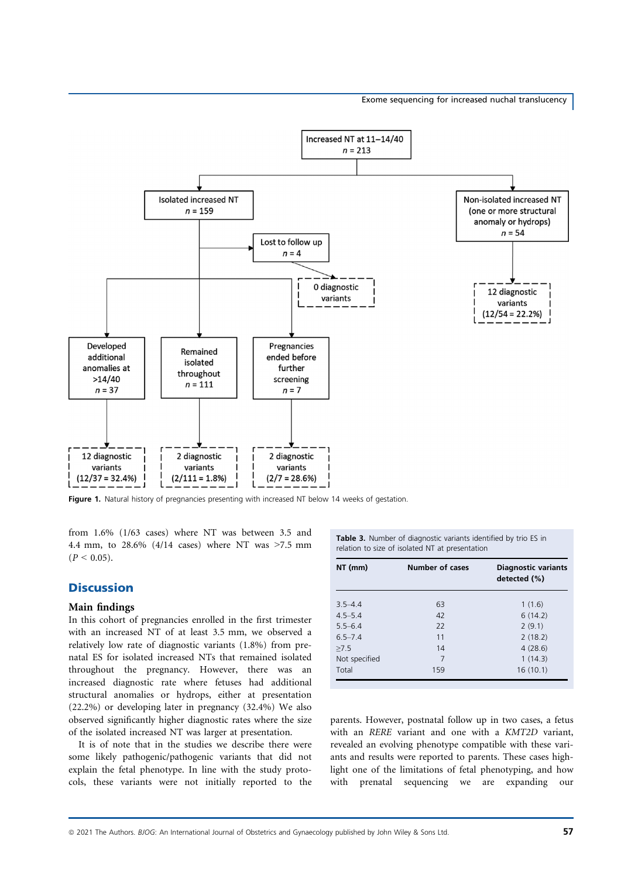Figure 1. Natural history of pregnancies presenting with increased NT below 14 weeks of gestation.

from 1.6% (1/63 cases) where NT was between 3.5 and 4.4 mm, to 28.6% (4/14 cases) where NT was >7.5 mm ($P < 0.05$).

## Discussion

### Main findings

In this cohort of pregnancies enrolled in the first trimester with an increased NT of at least 3.5 mm, we observed a relatively low rate of diagnostic variants (1.8%) from prenatal ES for isolated increased NTs that remained isolated throughout the pregnancy. However, there was an increased diagnostic rate where fetuses had additional structural anomalies or hydrops, either at presentation (22.2%) or developing later in pregnancy (32.4%) We also observed significantly higher diagnostic rates where the size of the isolated increased NT was larger at presentation.

It is of note that in the studies we describe there were some likely pathogenic/pathogenic variants that did not explain the fetal phenotype. In line with the study protocols, these variants were not initially reported to the parents. However, postnatal follow up in two cases, a fetus with an *RERE* variant and one with a *KMT2D* variant, revealed an evolving phenotype compatible with these variants and results were reported to parents. These cases highlight one of the limitations of fetal phenotyping, and how with prenatal sequencing we are expanding our

**Table 3.** Number of diagnostic variants identified by trio ES in relation to size of isolated NT at presentation

| NT (mm) | Number of cases | Diagnostic variants detected (%) |
|---|---|---|
| 3.5–4.4 | 63 | 1 (1.6) |
| 4.5–5.4 | 42 | 6 (14.2) |
| 5.5–6.4 | 22 | 2 (9.1) |
| 6.5–7.4 | 11 | 2 (18.2) |
| ≥7.5 | 14 | 4 (28.6) |
| Not specified | 7 | 1 (14.3) |
| Total | 159 | 16 (10.1) |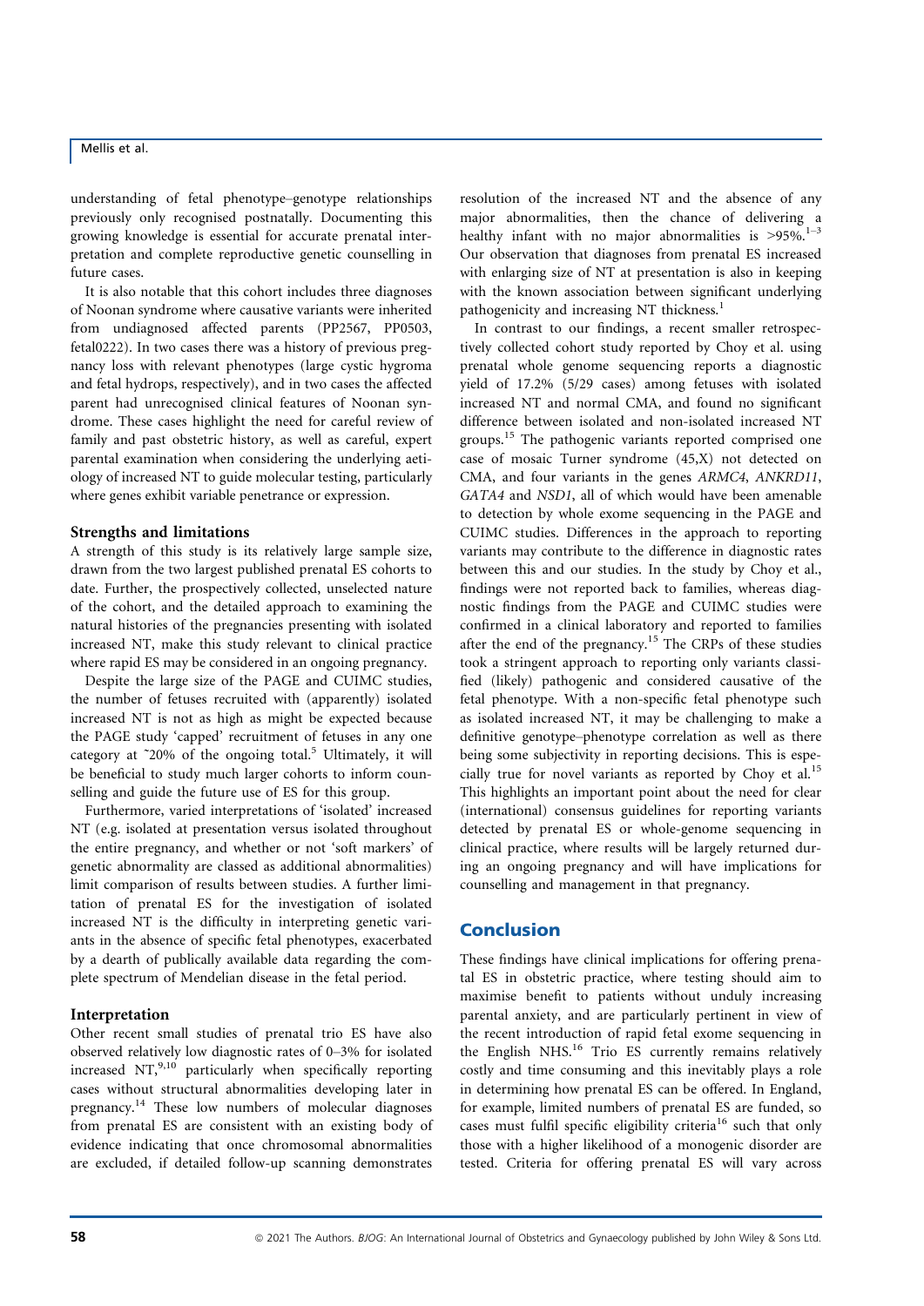understanding of fetal phenotype–genotype relationships previously only recognised postnatally. Documenting this growing knowledge is essential for accurate prenatal interpretation and complete reproductive genetic counselling in future cases.

It is also notable that this cohort includes three diagnoses of Noonan syndrome where causative variants were inherited from undiagnosed affected parents (PP2567, PP0503, fetal0222). In two cases there was a history of previous pregnancy loss with relevant phenotypes (large cystic hygroma and fetal hydrops, respectively), and in two cases the affected parent had unrecognised clinical features of Noonan syndrome. These cases highlight the need for careful review of family and past obstetric history, as well as careful, expert parental examination when considering the underlying aetiology of increased NT to guide molecular testing, particularly where genes exhibit variable penetrance or expression.

### Strengths and limitations

A strength of this study is its relatively large sample size, drawn from the two largest published prenatal ES cohorts to date. Further, the prospectively collected, unselected nature of the cohort, and the detailed approach to examining the natural histories of the pregnancies presenting with isolated increased NT, make this study relevant to clinical practice where rapid ES may be considered in an ongoing pregnancy.

Despite the large size of the PAGE and CUIMC studies, the number of fetuses recruited with (apparently) isolated increased NT is not as high as might be expected because the PAGE study 'capped' recruitment of fetuses in any one category at ~20% of the ongoing total.[5] Ultimately, it will be beneficial to study much larger cohorts to inform counselling and guide the future use of ES for this group.

Furthermore, varied interpretations of 'isolated' increased NT (e.g. isolated at presentation versus isolated throughout the entire pregnancy, and whether or not 'soft markers' of genetic abnormality are classed as additional abnormalities) limit comparison of results between studies. A further limitation of prenatal ES for the investigation of isolated increased NT is the difficulty in interpreting genetic variants in the absence of specific fetal phenotypes, exacerbated by a dearth of publically available data regarding the complete spectrum of Mendelian disease in the fetal period.

### Interpretation

Other recent small studies of prenatal trio ES have also observed relatively low diagnostic rates of 0–3% for isolated increased NT,[9,10] particularly when specifically reporting cases without structural abnormalities developing later in pregnancy.[14] These low numbers of molecular diagnoses from prenatal ES are consistent with an existing body of evidence indicating that once chromosomal abnormalities are excluded, if detailed follow-up scanning demonstrates resolution of the increased NT and the absence of any major abnormalities, then the chance of delivering a healthy infant with no major abnormalities is >95%.[1–3] Our observation that diagnoses from prenatal ES increased with enlarging size of NT at presentation is also in keeping with the known association between significant underlying pathogenicity and increasing NT thickness.[1]

In contrast to our findings, a recent smaller retrospectively collected cohort study reported by Choy et al. using prenatal whole genome sequencing reports a diagnostic yield of 17.2% (5/29 cases) among fetuses with isolated increased NT and normal CMA, and found no significant difference between isolated and non-isolated increased NT groups.[15] The pathogenic variants reported comprised one case of mosaic Turner syndrome (45,X) not detected on CMA, and four variants in the genes *ARMC4*, *ANKRD11*, *GATA4* and *NSD1*, all of which would have been amenable to detection by whole exome sequencing in the PAGE and CUIMC studies. Differences in the approach to reporting variants may contribute to the difference in diagnostic rates between this and our studies. In the study by Choy et al., findings were not reported back to families, whereas diagnostic findings from the PAGE and CUIMC studies were confirmed in a clinical laboratory and reported to families after the end of the pregnancy.[15] The CRPs of these studies took a stringent approach to reporting only variants classified (likely) pathogenic and considered causative of the fetal phenotype. With a non-specific fetal phenotype such as isolated increased NT, it may be challenging to make a definitive genotype–phenotype correlation as well as there being some subjectivity in reporting decisions. This is especially true for novel variants as reported by Choy et al.[15] This highlights an important point about the need for clear (international) consensus guidelines for reporting variants detected by prenatal ES or whole-genome sequencing in clinical practice, where results will be largely returned during an ongoing pregnancy and will have implications for counselling and management in that pregnancy.

## Conclusion

These findings have clinical implications for offering prenatal ES in obstetric practice, where testing should aim to maximise benefit to patients without unduly increasing parental anxiety, and are particularly pertinent in view of the recent introduction of rapid fetal exome sequencing in the English NHS.[16] Trio ES currently remains relatively costly and time consuming and this inevitably plays a role in determining how prenatal ES can be offered. In England, for example, limited numbers of prenatal ES are funded, so cases must fulfil specific eligibility criteria[16] such that only those with a higher likelihood of a monogenic disorder are tested. Criteria for offering prenatal ES will vary across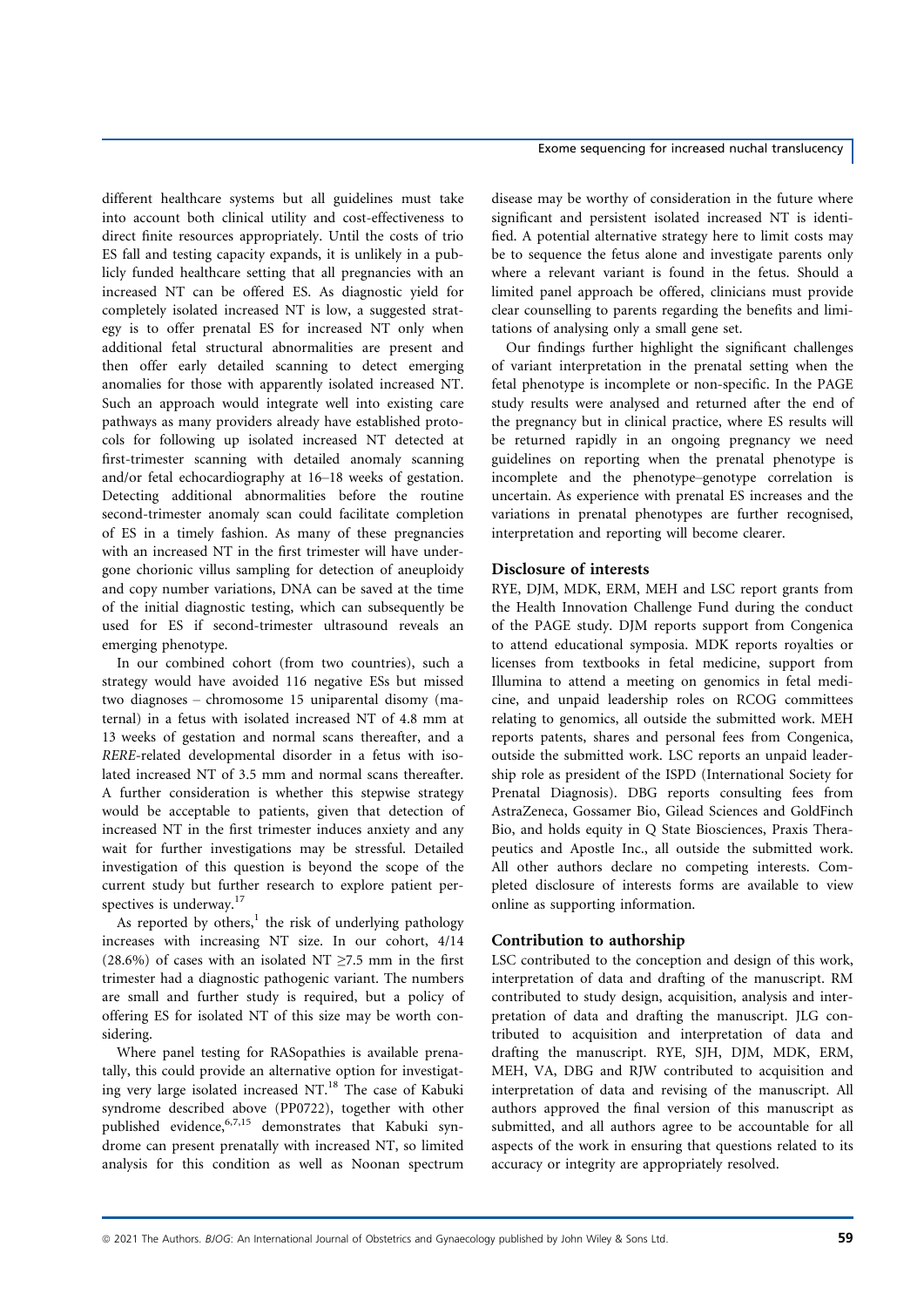different healthcare systems but all guidelines must take into account both clinical utility and cost-effectiveness to direct finite resources appropriately. Until the costs of trio ES fall and testing capacity expands, it is unlikely in a publicly funded healthcare setting that all pregnancies with an increased NT can be offered ES. As diagnostic yield for completely isolated increased NT is low, a suggested strategy is to offer prenatal ES for increased NT only when additional fetal structural abnormalities are present and then offer early detailed scanning to detect emerging anomalies for those with apparently isolated increased NT. Such an approach would integrate well into existing care pathways as many providers already have established protocols for following up isolated increased NT detected at first-trimester scanning with detailed anomaly scanning and/or fetal echocardiography at 16–18 weeks of gestation. Detecting additional abnormalities before the routine second-trimester anomaly scan could facilitate completion of ES in a timely fashion. As many of these pregnancies with an increased NT in the first trimester will have undergone chorionic villus sampling for detection of aneuploidy and copy number variations, DNA can be saved at the time of the initial diagnostic testing, which can subsequently be used for ES if second-trimester ultrasound reveals an emerging phenotype.

In our combined cohort (from two countries), such a strategy would have avoided 116 negative ESs but missed two diagnoses – chromosome 15 uniparental disomy (maternal) in a fetus with isolated increased NT of 4.8 mm at 13 weeks of gestation and normal scans thereafter, and a *RERE*-related developmental disorder in a fetus with isolated increased NT of 3.5 mm and normal scans thereafter. A further consideration is whether this stepwise strategy would be acceptable to patients, given that detection of increased NT in the first trimester induces anxiety and any wait for further investigations may be stressful. Detailed investigation of this question is beyond the scope of the current study but further research to explore patient perspectives is underway.[17]

As reported by others,[1] the risk of underlying pathology increases with increasing NT size. In our cohort, 4/14 (28.6%) of cases with an isolated NT ≥7.5 mm in the first trimester had a diagnostic pathogenic variant. The numbers are small and further study is required, but a policy of offering ES for isolated NT of this size may be worth considering.

Where panel testing for RASopathies is available prenatally, this could provide an alternative option for investigating very large isolated increased NT.[18] The case of Kabuki syndrome described above (PP0722), together with other published evidence,[6,7,15] demonstrates that Kabuki syndrome can present prenatally with increased NT, so limited analysis for this condition as well as Noonan spectrum disease may be worthy of consideration in the future where significant and persistent isolated increased NT is identified. A potential alternative strategy here to limit costs may be to sequence the fetus alone and investigate parents only where a relevant variant is found in the fetus. Should a limited panel approach be offered, clinicians must provide clear counselling to parents regarding the benefits and limitations of analysing only a small gene set.

Our findings further highlight the significant challenges of variant interpretation in the prenatal setting when the fetal phenotype is incomplete or non-specific. In the PAGE study results were analysed and returned after the end of the pregnancy but in clinical practice, where ES results will be returned rapidly in an ongoing pregnancy we need guidelines on reporting when the prenatal phenotype is incomplete and the phenotype–genotype correlation is uncertain. As experience with prenatal ES increases and the variations in prenatal phenotypes are further recognised, interpretation and reporting will become clearer.

## Disclosure of interests

RYE, DJM, MDK, ERM, MEH and LSC report grants from the Health Innovation Challenge Fund during the conduct of the PAGE study. DJM reports support from Congenica to attend educational symposia. MDK reports royalties or licenses from textbooks in fetal medicine, support from Illumina to attend a meeting on genomics in fetal medicine, and unpaid leadership roles on RCOG committees relating to genomics, all outside the submitted work. MEH reports patents, shares and personal fees from Congenica, outside the submitted work. LSC reports an unpaid leadership role as president of the ISPD (International Society for Prenatal Diagnosis). DBG reports consulting fees from AstraZeneca, Gossamer Bio, Gilead Sciences and GoldFinch Bio, and holds equity in Q State Biosciences, Praxis Therapeutics and Apostle Inc., all outside the submitted work. All other authors declare no competing interests. Completed disclosure of interests forms are available to view online as supporting information.

## Contribution to authorship

LSC contributed to the conception and design of this work, interpretation of data and drafting of the manuscript. RM contributed to study design, acquisition, analysis and interpretation of data and drafting the manuscript. JLG contributed to acquisition and interpretation of data and drafting the manuscript. RYE, SJH, DJM, MDK, ERM, MEH, VA, DBG and RJW contributed to acquisition and interpretation of data and revising of the manuscript. All authors approved the final version of this manuscript as submitted, and all authors agree to be accountable for all aspects of the work in ensuring that questions related to its accuracy or integrity are appropriately resolved.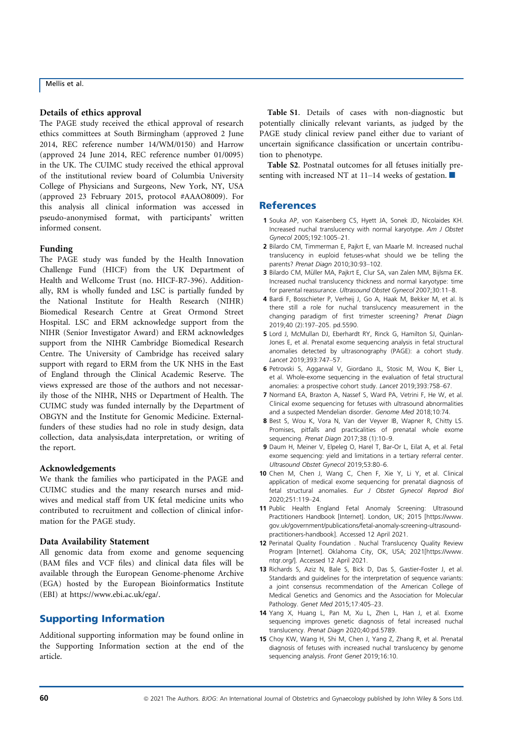### Details of ethics approval

The PAGE study received the ethical approval of research ethics committees at South Birmingham (approved 2 June 2014, REC reference number 14/WM/0150) and Harrow (approved 24 June 2014, REC reference number 01/0095) in the UK. The CUIMC study received the ethical approval of the institutional review board of Columbia University College of Physicians and Surgeons, New York, NY, USA (approved 23 February 2015, protocol #AAAO8009). For this analysis all clinical information was accessed in pseudo-anonymised format, with participants' written informed consent.

### Funding

The PAGE study was funded by the Health Innovation Challenge Fund (HICF) from the UK Department of Health and Wellcome Trust (no. HICF-R7-396). Additionally, RM is wholly funded and LSC is partially funded by the National Institute for Health Research (NIHR) Biomedical Research Centre at Great Ormond Street Hospital. LSC and ERM acknowledge support from the NIHR (Senior Investigator Award) and ERM acknowledges support from the NIHR Cambridge Biomedical Research Centre. The University of Cambridge has received salary support with regard to ERM from the UK NHS in the East of England through the Clinical Academic Reserve. The views expressed are those of the authors and not necessarily those of the NIHR, NHS or Department of Health. The CUIMC study was funded internally by the Department of OBGYN and the Institute for Genomic Medicine. External-funders of these studies had no role in study design, data collection, data analysis,data interpretation, or writing of the report.

### Acknowledgements

We thank the families who participated in the PAGE and CUIMC studies and the many research nurses and midwives and medical staff from UK fetal medicine units who contributed to recruitment and collection of clinical information for the PAGE study.

### Data Availability Statement

All genomic data from exome and genome sequencing (BAM files and VCF files) and clinical data files will be available through the European Genome-phenome Archive (EGA) hosted by the European Bioinformatics Institute (EBI) at https://www.ebi.ac.uk/ega/.

## Supporting Information

Additional supporting information may be found online in the Supporting Information section at the end of the article.

**Table S1**. Details of cases with non-diagnostic but potentially clinically relevant variants, as judged by the PAGE study clinical review panel either due to variant of uncertain significance classification or uncertain contribution to phenotype.

**Table S2**. Postnatal outcomes for all fetuses initially presenting with increased NT at 11–14 weeks of gestation. ■

## References

1. Souka AP, von Kaisenberg CS, Hyett JA, Sonek JD, Nicolaides KH. Increased nuchal translucency with normal karyotype. *Am J Obstet Gynecol* 2005;192:1005–21.
2. Bilardo CM, Timmerman E, Pajkrt E, van Maarle M. Increased nuchal translucency in euploid fetuses-what should we be telling the parents? *Prenat Diagn* 2010;30:93–102.
3. Bilardo CM, Müller MA, Pajkrt E, Clur SA, van Zalen MM, Bijlsma EK. Increased nuchal translucency thickness and normal karyotype: time for parental reassurance. *Ultrasound Obstet Gynecol* 2007;30:11–8.
4. Bardi F, Bosschieter P, Verheij J, Go A, Haak M, Bekker M, et al. Is there still a role for nuchal translucency measurement in the changing paradigm of first trimester screening? *Prenat Diagn* 2019;40 (2):197–205. pd.5590.
5. Lord J, McMullan DJ, Eberhardt RY, Rinck G, Hamilton SJ, Quinlan-Jones E, et al. Prenatal exome sequencing analysis in fetal structural anomalies detected by ultrasonography (PAGE): a cohort study. *Lancet* 2019;393:747–57.
6. Petrovski S, Aggarwal V, Giordano JL, Stosic M, Wou K, Bier L, et al. Whole-exome sequencing in the evaluation of fetal structural anomalies: a prospective cohort study. *Lancet* 2019;393:758–67.
7. Normand EA, Braxton A, Nassef S, Ward PA, Vetrini F, He W, et al. Clinical exome sequencing for fetuses with ultrasound abnormalities and a suspected Mendelian disorder. *Genome Med* 2018;10:74.
8. Best S, Wou K, Vora N, Van der Veyver IB, Wapner R, Chitty LS. Promises, pitfalls and practicalities of prenatal whole exome sequencing. *Prenat Diagn* 2017;38 (1):10–9.
9. Daum H, Meiner V, Elpeleg O, Harel T, Bar-Or L, Eilat A, et al. Fetal exome sequencing: yield and limitations in a tertiary referral center. *Ultrasound Obstet Gynecol* 2019;53:80–6.
10. Chen M, Chen J, Wang C, Chen F, Xie Y, Li Y, et al. Clinical application of medical exome sequencing for prenatal diagnosis of fetal structural anomalies. *Eur J Obstet Gynecol Reprod Biol* 2020;251:119–24.
11. Public Health England Fetal Anomaly Screening: Ultrasound Practitioners Handbook [Internet]. London, UK; 2015 [https://www.gov.uk/government/publications/fetal-anomaly-screening-ultrasound-practitioners-handbook]. Accessed 12 April 2021.
12. Perinatal Quality Foundation . Nuchal Translucency Quality Review Program [Internet]. Oklahoma City, OK, USA; 2021[https://www.ntqr.org/]. Accessed 12 April 2021.
13. Richards S, Aziz N, Bale S, Bick D, Das S, Gastier-Foster J, et al. Standards and guidelines for the interpretation of sequence variants: a joint consensus recommendation of the American College of Medical Genetics and Genomics and the Association for Molecular Pathology. *Genet Med* 2015;17:405–23.
14. Yang X, Huang L, Pan M, Xu L, Zhen L, Han J, et al. Exome sequencing improves genetic diagnosis of fetal increased nuchal translucency. *Prenat Diagn* 2020;40:pd.5789.
15. Choy KW, Wang H, Shi M, Chen J, Yang Z, Zhang R, et al. Prenatal diagnosis of fetuses with increased nuchal translucency by genome sequencing analysis. *Front Genet* 2019;16:10.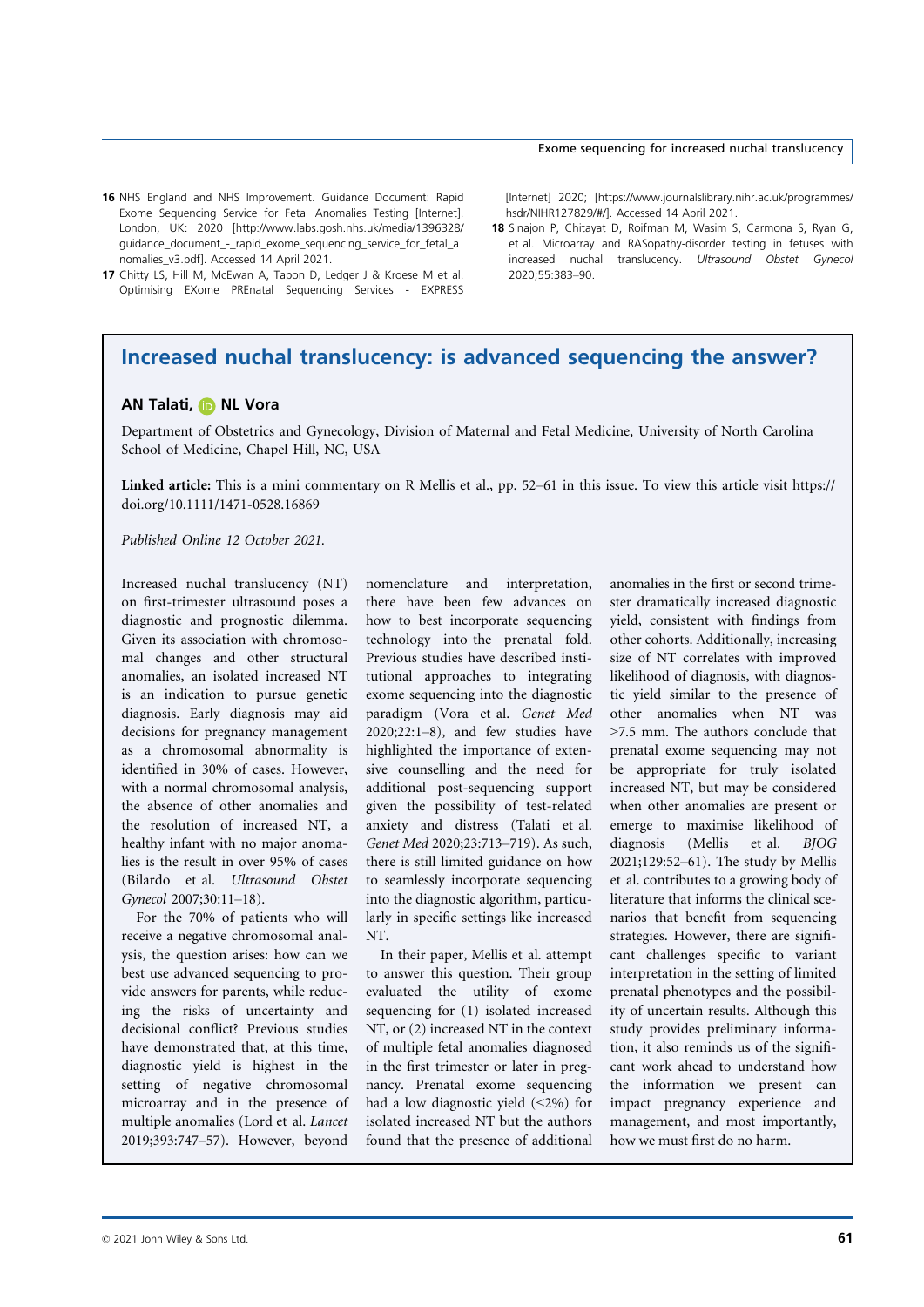16 NHS England and NHS Improvement. Guidance Document: Rapid Exome Sequencing Service for Fetal Anomalies Testing [Internet]. London, UK: 2020 [http://www.labs.gosh.nhs.uk/media/1396328/guidance_document_-_rapid_exome_sequencing_service_for_fetal_anomalies_v3.pdf]. Accessed 14 April 2021.

17 Chitty LS, Hill M, McEwan A, Tapon D, Ledger J & Kroese M et al. Optimising EXome PREnatal Sequencing Services - EXPRESS [Internet] 2020; [https://www.journalslibrary.nihr.ac.uk/programmes/hsdr/NIHR127829/#/]. Accessed 14 April 2021.

18 Sinajon P, Chitayat D, Roifman M, Wasim S, Carmona S, Ryan G, et al. Microarray and RASopathy-disorder testing in fetuses with increased nuchal translucency. *Ultrasound Obstet Gynecol* 2020;55:383–90.

# Increased nuchal translucency: is advanced sequencing the answer?

**AN Talati, NL Vora**

Department of Obstetrics and Gynecology, Division of Maternal and Fetal Medicine, University of North Carolina School of Medicine, Chapel Hill, NC, USA

**Linked article:** This is a mini commentary on R Mellis et al., pp. 52–61 in this issue. To view this article visit https://doi.org/10.1111/1471-0528.16869

*Published Online 12 October 2021.*

Increased nuchal translucency (NT) on first-trimester ultrasound poses a diagnostic and prognostic dilemma. Given its association with chromosomal changes and other structural anomalies, an isolated increased NT is an indication to pursue genetic diagnosis. Early diagnosis may aid decisions for pregnancy management as a chromosomal abnormality is identified in 30% of cases. However, with a normal chromosomal analysis, the absence of other anomalies and the resolution of increased NT, a healthy infant with no major anomalies is the result in over 95% of cases (Bilardo et al. *Ultrasound Obstet Gynecol* 2007;30:11–18).

For the 70% of patients who will receive a negative chromosomal analysis, the question arises: how can we best use advanced sequencing to provide answers for parents, while reducing the risks of uncertainty and decisional conflict? Previous studies have demonstrated that, at this time, diagnostic yield is highest in the setting of negative chromosomal microarray and in the presence of multiple anomalies (Lord et al. *Lancet* 2019;393:747–57). However, beyond nomenclature and interpretation, there have been few advances on how to best incorporate sequencing technology into the prenatal fold. Previous studies have described institutional approaches to integrating exome sequencing into the diagnostic paradigm (Vora et al. *Genet Med* 2020;22:1–8), and few studies have highlighted the importance of extensive counselling and the need for additional post-sequencing support given the possibility of test-related anxiety and distress (Talati et al. *Genet Med* 2020;23:713–719). As such, there is still limited guidance on how to seamlessly incorporate sequencing into the diagnostic algorithm, particularly in specific settings like increased NT.

In their paper, Mellis et al. attempt to answer this question. Their group evaluated the utility of exome sequencing for (1) isolated increased NT, or (2) increased NT in the context of multiple fetal anomalies diagnosed in the first trimester or later in pregnancy. Prenatal exome sequencing had a low diagnostic yield (<2%) for isolated increased NT but the authors found that the presence of additional anomalies in the first or second trimester dramatically increased diagnostic yield, consistent with findings from other cohorts. Additionally, increasing size of NT correlates with improved likelihood of diagnosis, with diagnostic yield similar to the presence of other anomalies when NT was >7.5 mm. The authors conclude that prenatal exome sequencing may not be appropriate for truly isolated increased NT, but may be considered when other anomalies are present or emerge to maximise likelihood of diagnosis (Mellis et al. *BJOG* 2021;129:52–61). The study by Mellis et al. contributes to a growing body of literature that informs the clinical scenarios that benefit from sequencing strategies. However, there are significant challenges specific to variant interpretation in the setting of limited prenatal phenotypes and the possibility of uncertain results. Although this study provides preliminary information, it also reminds us of the significant work ahead to understand how the information we present can impact pregnancy experience and management, and most importantly, how we must first do no harm.